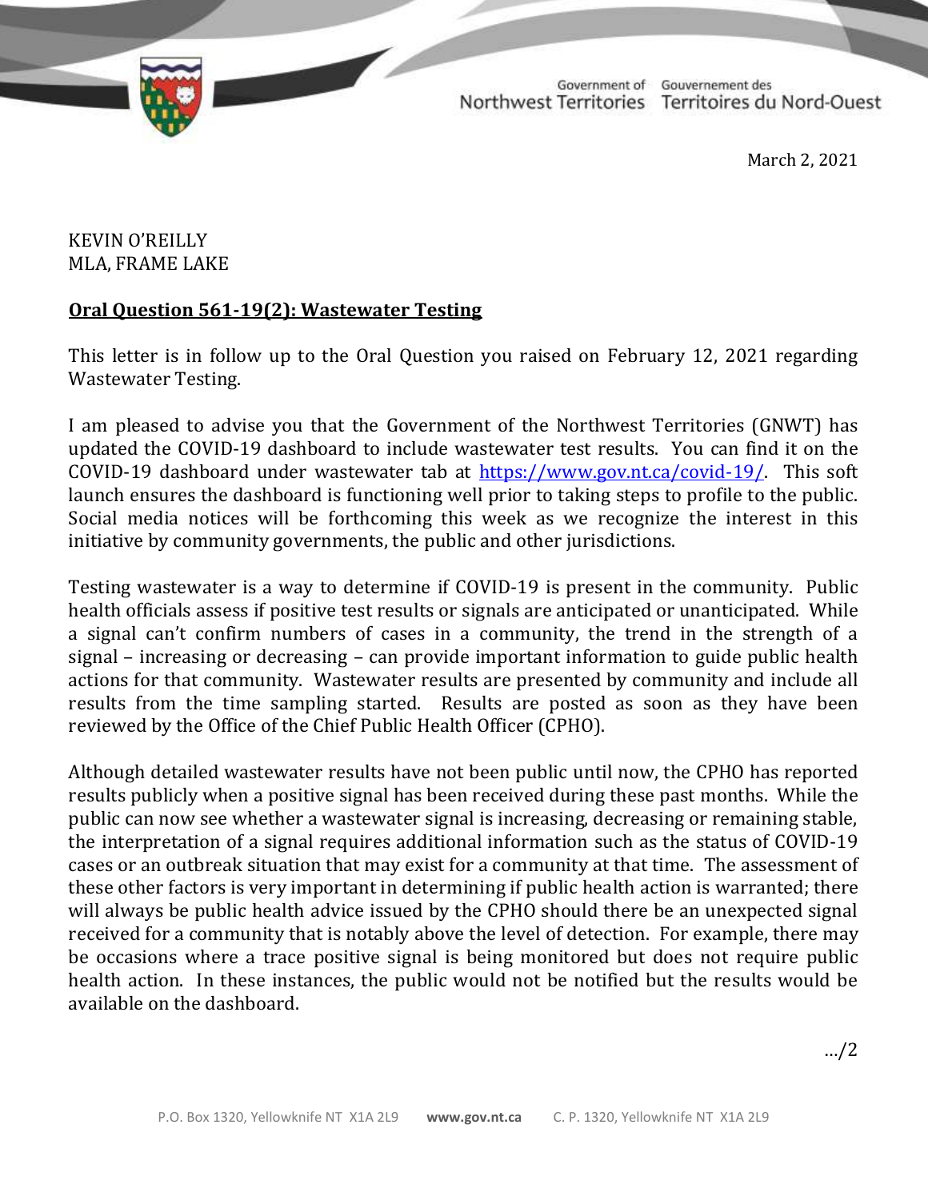Government of Northwest Territories | Gouvernement des Territoires du Nord-Ouest

March 2, 2021

KEVIN O'REILLY
MLA, FRAME LAKE

**Oral Question 561-19(2): Wastewater Testing**

This letter is in follow up to the Oral Question you raised on February 12, 2021 regarding Wastewater Testing.

I am pleased to advise you that the Government of the Northwest Territories (GNWT) has updated the COVID-19 dashboard to include wastewater test results. You can find it on the COVID-19 dashboard under wastewater tab at https://www.gov.nt.ca/covid-19/. This soft launch ensures the dashboard is functioning well prior to taking steps to profile to the public. Social media notices will be forthcoming this week as we recognize the interest in this initiative by community governments, the public and other jurisdictions.

Testing wastewater is a way to determine if COVID-19 is present in the community. Public health officials assess if positive test results or signals are anticipated or unanticipated. While a signal can't confirm numbers of cases in a community, the trend in the strength of a signal – increasing or decreasing – can provide important information to guide public health actions for that community. Wastewater results are presented by community and include all results from the time sampling started. Results are posted as soon as they have been reviewed by the Office of the Chief Public Health Officer (CPHO).

Although detailed wastewater results have not been public until now, the CPHO has reported results publicly when a positive signal has been received during these past months. While the public can now see whether a wastewater signal is increasing, decreasing or remaining stable, the interpretation of a signal requires additional information such as the status of COVID-19 cases or an outbreak situation that may exist for a community at that time. The assessment of these other factors is very important in determining if public health action is warranted; there will always be public health advice issued by the CPHO should there be an unexpected signal received for a community that is notably above the level of detection. For example, there may be occasions where a trace positive signal is being monitored but does not require public health action. In these instances, the public would not be notified but the results would be available on the dashboard.

…/2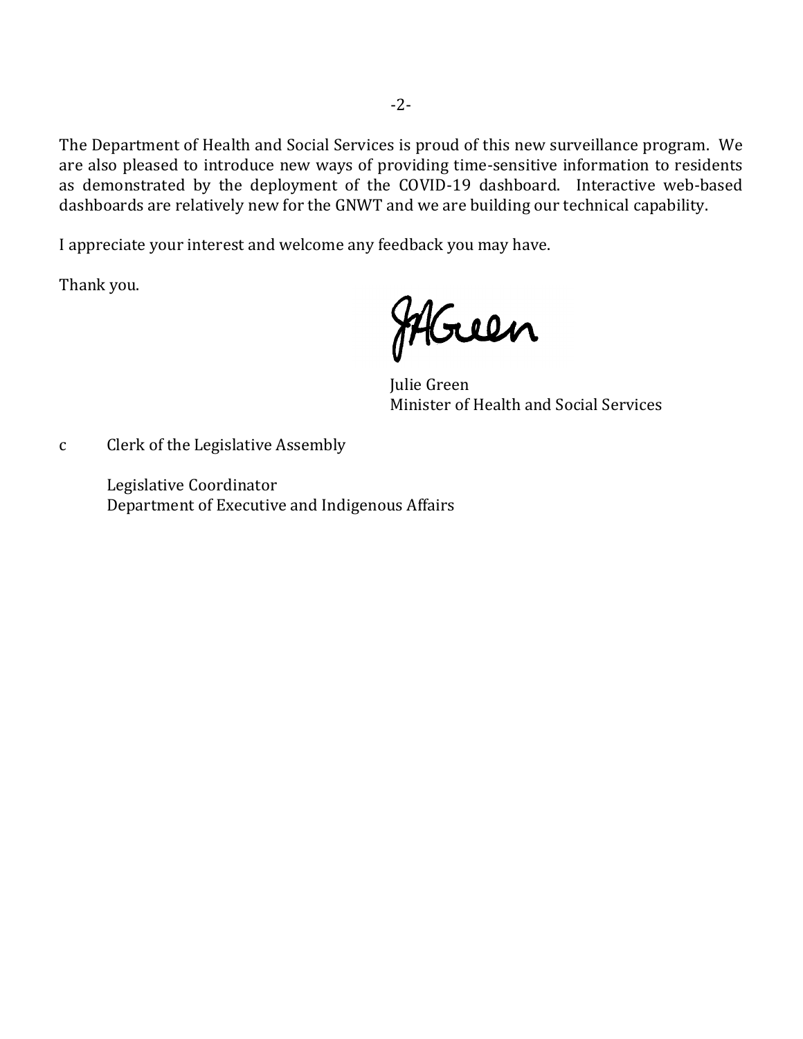The Department of Health and Social Services is proud of this new surveillance program. We are also pleased to introduce new ways of providing time-sensitive information to residents as demonstrated by the deployment of the COVID-19 dashboard. Interactive web-based dashboards are relatively new for the GNWT and we are building our technical capability.

I appreciate your interest and welcome any feedback you may have.

Thank you.

Julie Green
Minister of Health and Social Services

c Clerk of the Legislative Assembly

Legislative Coordinator
Department of Executive and Indigenous Affairs